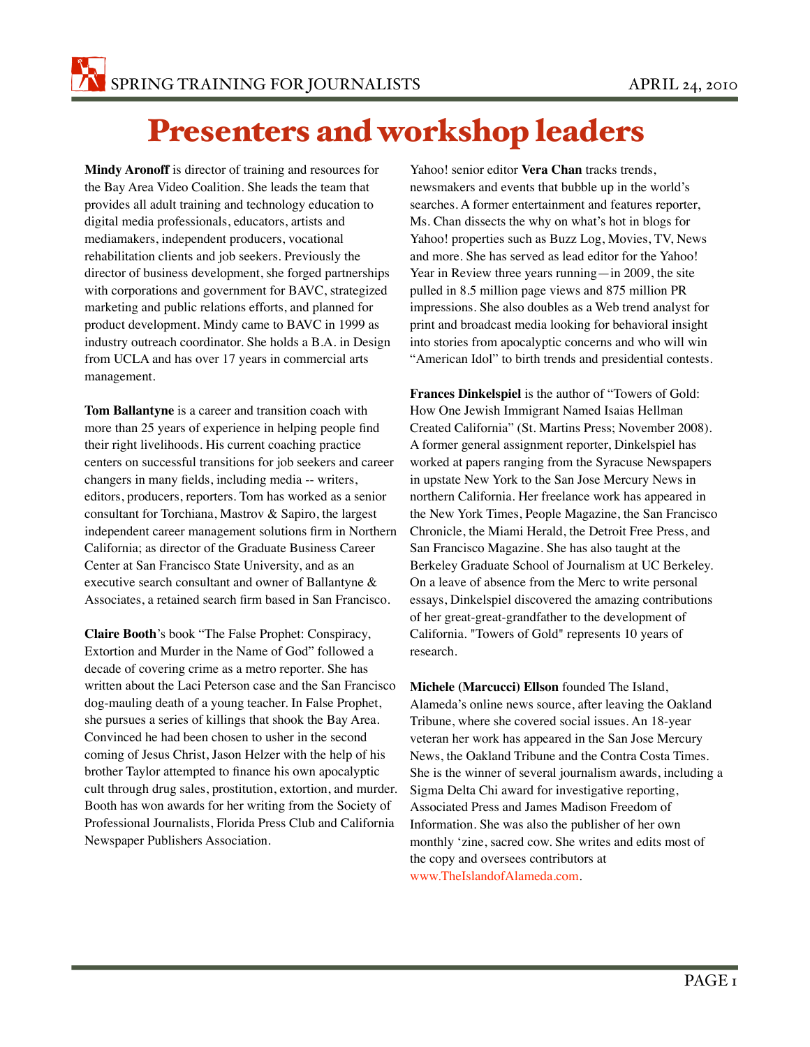# Presenters and workshop leaders

**Mindy Aronoff** is director of training and resources for the Bay Area Video Coalition. She leads the team that provides all adult training and technology education to digital media professionals, educators, artists and mediamakers, independent producers, vocational rehabilitation clients and job seekers. Previously the director of business development, she forged partnerships with corporations and government for BAVC, strategized marketing and public relations efforts, and planned for product development. Mindy came to BAVC in 1999 as industry outreach coordinator. She holds a B.A. in Design from UCLA and has over 17 years in commercial arts management.

**Tom Ballantyne** is a career and transition coach with more than 25 years of experience in helping people find their right livelihoods. His current coaching practice centers on successful transitions for job seekers and career changers in many fields, including media -- writers, editors, producers, reporters. Tom has worked as a senior consultant for Torchiana, Mastrov & Sapiro, the largest independent career management solutions firm in Northern California; as director of the Graduate Business Career Center at San Francisco State University, and as an executive search consultant and owner of Ballantyne & Associates, a retained search firm based in San Francisco.

**Claire Booth**'s book "The False Prophet: Conspiracy, Extortion and Murder in the Name of God" followed a decade of covering crime as a metro reporter. She has written about the Laci Peterson case and the San Francisco dog-mauling death of a young teacher. In False Prophet, she pursues a series of killings that shook the Bay Area. Convinced he had been chosen to usher in the second coming of Jesus Christ, Jason Helzer with the help of his brother Taylor attempted to finance his own apocalyptic cult through drug sales, prostitution, extortion, and murder. Booth has won awards for her writing from the Society of Professional Journalists, Florida Press Club and California Newspaper Publishers Association.

Yahoo! senior editor **Vera Chan** tracks trends, newsmakers and events that bubble up in the world's searches. A former entertainment and features reporter, Ms. Chan dissects the why on what's hot in blogs for Yahoo! properties such as Buzz Log, Movies, TV, News and more. She has served as lead editor for the Yahoo! Year in Review three years running—in 2009, the site pulled in 8.5 million page views and 875 million PR impressions. She also doubles as a Web trend analyst for print and broadcast media looking for behavioral insight into stories from apocalyptic concerns and who will win "American Idol" to birth trends and presidential contests.

**Frances Dinkelspiel** is the author of "Towers of Gold: How One Jewish Immigrant Named Isaias Hellman Created California" (St. Martins Press; November 2008). A former general assignment reporter, Dinkelspiel has worked at papers ranging from the Syracuse Newspapers in upstate New York to the San Jose Mercury News in northern California. Her freelance work has appeared in the New York Times, People Magazine, the San Francisco Chronicle, the Miami Herald, the Detroit Free Press, and San Francisco Magazine. She has also taught at the Berkeley Graduate School of Journalism at UC Berkeley. On a leave of absence from the Merc to write personal essays, Dinkelspiel discovered the amazing contributions of her great-great-grandfather to the development of California. "Towers of Gold" represents 10 years of research.

**Michele (Marcucci) Ellson** founded The Island, Alameda's online news source, after leaving the Oakland Tribune, where she covered social issues. An 18-year veteran her work has appeared in the San Jose Mercury News, the Oakland Tribune and the Contra Costa Times. She is the winner of several journalism awards, including a Sigma Delta Chi award for investigative reporting, Associated Press and James Madison Freedom of Information. She was also the publisher of her own monthly 'zine, sacred cow. She writes and edits most of the copy and oversees contributors at www.TheIslandofAlameda.com.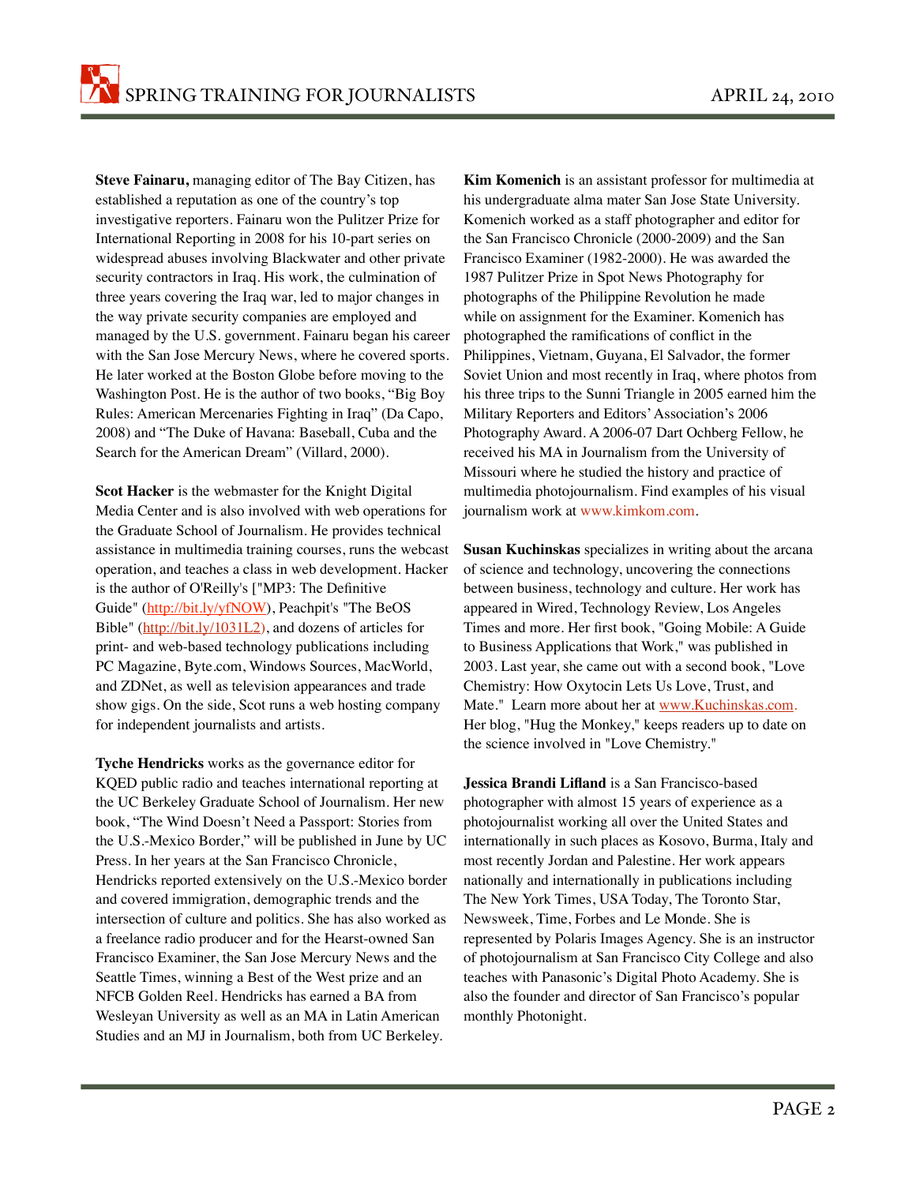**Steve Fainaru,** managing editor of The Bay Citizen, has established a reputation as one of the country's top investigative reporters. Fainaru won the Pulitzer Prize for International Reporting in 2008 for his 10-part series on widespread abuses involving Blackwater and other private security contractors in Iraq. His work, the culmination of three years covering the Iraq war, led to major changes in the way private security companies are employed and managed by the U.S. government. Fainaru began his career with the San Jose Mercury News, where he covered sports. He later worked at the Boston Globe before moving to the Washington Post. He is the author of two books, "Big Boy Rules: American Mercenaries Fighting in Iraq" (Da Capo, 2008) and "The Duke of Havana: Baseball, Cuba and the Search for the American Dream" (Villard, 2000).

**Scot Hacker** is the webmaster for the Knight Digital Media Center and is also involved with web operations for the Graduate School of Journalism. He provides technical assistance in multimedia training courses, runs the webcast operation, and teaches a class in web development. Hacker is the author of O'Reilly's ["MP3: The Definitive Guide" (http://bit.ly/yfNOW), Peachpit's "The BeOS Bible" (http://bit.ly/1031L2), and dozens of articles for print- and web-based technology publications including PC Magazine, Byte.com, Windows Sources, MacWorld, and ZDNet, as well as television appearances and trade show gigs. On the side, Scot runs a web hosting company for independent journalists and artists.

**Tyche Hendricks** works as the governance editor for KQED public radio and teaches international reporting at the UC Berkeley Graduate School of Journalism. Her new book, "The Wind Doesn't Need a Passport: Stories from the U.S.-Mexico Border," will be published in June by UC Press. In her years at the San Francisco Chronicle, Hendricks reported extensively on the U.S.-Mexico border and covered immigration, demographic trends and the intersection of culture and politics. She has also worked as a freelance radio producer and for the Hearst-owned San Francisco Examiner, the San Jose Mercury News and the Seattle Times, winning a Best of the West prize and an NFCB Golden Reel. Hendricks has earned a BA from Wesleyan University as well as an MA in Latin American Studies and an MJ in Journalism, both from UC Berkeley.

**Kim Komenich** is an assistant professor for multimedia at his undergraduate alma mater San Jose State University. Komenich worked as a staff photographer and editor for the San Francisco Chronicle (2000-2009) and the San Francisco Examiner (1982-2000). He was awarded the 1987 Pulitzer Prize in Spot News Photography for photographs of the Philippine Revolution he made while on assignment for the Examiner. Komenich has photographed the ramifications of conflict in the Philippines, Vietnam, Guyana, El Salvador, the former Soviet Union and most recently in Iraq, where photos from his three trips to the Sunni Triangle in 2005 earned him the Military Reporters and Editors' Association's 2006 Photography Award. A 2006-07 Dart Ochberg Fellow, he received his MA in Journalism from the University of Missouri where he studied the history and practice of multimedia photojournalism. Find examples of his visual journalism work at www.kimkom.com.

**Susan Kuchinskas** specializes in writing about the arcana of science and technology, uncovering the connections between business, technology and culture. Her work has appeared in Wired, Technology Review, Los Angeles Times and more. Her first book, "Going Mobile: A Guide to Business Applications that Work," was published in 2003. Last year, she came out with a second book, "Love Chemistry: How Oxytocin Lets Us Love, Trust, and Mate." Learn more about her at www.Kuchinskas.com. Her blog, "Hug the Monkey," keeps readers up to date on the science involved in "Love Chemistry."

**Jessica Brandi Lifland** is a San Francisco-based photographer with almost 15 years of experience as a photojournalist working all over the United States and internationally in such places as Kosovo, Burma, Italy and most recently Jordan and Palestine. Her work appears nationally and internationally in publications including The New York Times, USA Today, The Toronto Star, Newsweek, Time, Forbes and Le Monde. She is represented by Polaris Images Agency. She is an instructor of photojournalism at San Francisco City College and also teaches with Panasonic's Digital Photo Academy. She is also the founder and director of San Francisco's popular monthly Photonight.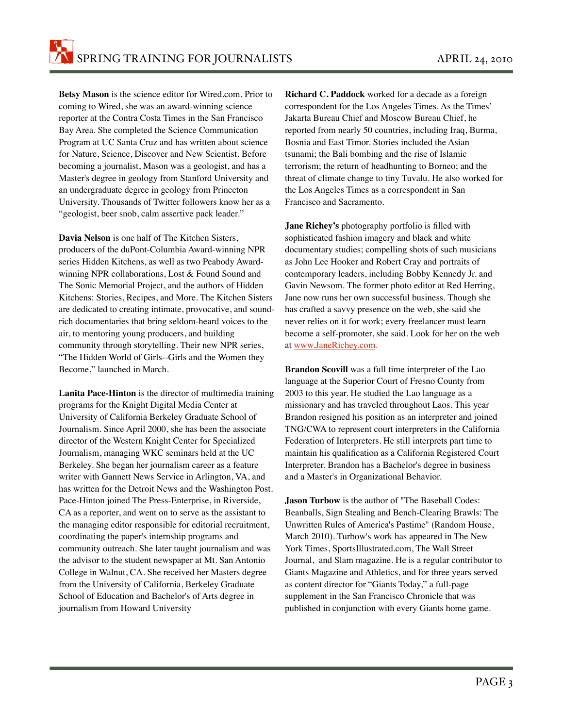**Betsy Mason** is the science editor for Wired.com. Prior to coming to Wired, she was an award-winning science reporter at the Contra Costa Times in the San Francisco Bay Area. She completed the Science Communication Program at UC Santa Cruz and has written about science for Nature, Science, Discover and New Scientist. Before becoming a journalist, Mason was a geologist, and has a Master's degree in geology from Stanford University and an undergraduate degree in geology from Princeton University. Thousands of Twitter followers know her as a "geologist, beer snob, calm assertive pack leader."

**Davia Nelson** is one half of The Kitchen Sisters, producers of the duPont-Columbia Award-winning NPR series Hidden Kitchens, as well as two Peabody Award-winning NPR collaborations, Lost & Found Sound and The Sonic Memorial Project, and the authors of Hidden Kitchens: Stories, Recipes, and More. The Kitchen Sisters are dedicated to creating intimate, provocative, and sound-rich documentaries that bring seldom-heard voices to the air, to mentoring young producers, and building community through storytelling. Their new NPR series, "The Hidden World of Girls--Girls and the Women they Become," launched in March.

**Lanita Pace-Hinton** is the director of multimedia training programs for the Knight Digital Media Center at University of California Berkeley Graduate School of Journalism. Since April 2000, she has been the associate director of the Western Knight Center for Specialized Journalism, managing WKC seminars held at the UC Berkeley. She began her journalism career as a feature writer with Gannett News Service in Arlington, VA, and has written for the Detroit News and the Washington Post. Pace-Hinton joined The Press-Enterprise, in Riverside, CA as a reporter, and went on to serve as the assistant to the managing editor responsible for editorial recruitment, coordinating the paper's internship programs and community outreach. She later taught journalism and was the advisor to the student newspaper at Mt. San Antonio College in Walnut, CA. She received her Masters degree from the University of California, Berkeley Graduate School of Education and Bachelor's of Arts degree in journalism from Howard University

**Richard C. Paddock** worked for a decade as a foreign correspondent for the Los Angeles Times. As the Times' Jakarta Bureau Chief and Moscow Bureau Chief, he reported from nearly 50 countries, including Iraq, Burma, Bosnia and East Timor. Stories included the Asian tsunami; the Bali bombing and the rise of Islamic terrorism; the return of headhunting to Borneo; and the threat of climate change to tiny Tuvalu. He also worked for the Los Angeles Times as a correspondent in San Francisco and Sacramento.

**Jane Richey's** photography portfolio is filled with sophisticated fashion imagery and black and white documentary studies; compelling shots of such musicians as John Lee Hooker and Robert Cray and portraits of contemporary leaders, including Bobby Kennedy Jr. and Gavin Newsom. The former photo editor at Red Herring, Jane now runs her own successful business. Though she has crafted a savvy presence on the web, she said she never relies on it for work; every freelancer must learn become a self-promoter, she said. Look for her on the web at www.JaneRichey.com.

**Brandon Scovill** was a full time interpreter of the Lao language at the Superior Court of Fresno County from 2003 to this year. He studied the Lao language as a missionary and has traveled throughout Laos. This year Brandon resigned his position as an interpreter and joined TNG/CWA to represent court interpreters in the California Federation of Interpreters. He still interprets part time to maintain his qualification as a California Registered Court Interpreter. Brandon has a Bachelor's degree in business and a Master's in Organizational Behavior.

**Jason Turbow** is the author of "The Baseball Codes: Beanballs, Sign Stealing and Bench-Clearing Brawls: The Unwritten Rules of America's Pastime" (Random House, March 2010). Turbow's work has appeared in The New York Times, SportsIllustrated.com, The Wall Street Journal, and Slam magazine. He is a regular contributor to Giants Magazine and Athletics, and for three years served as content director for "Giants Today," a full-page supplement in the San Francisco Chronicle that was published in conjunction with every Giants home game.